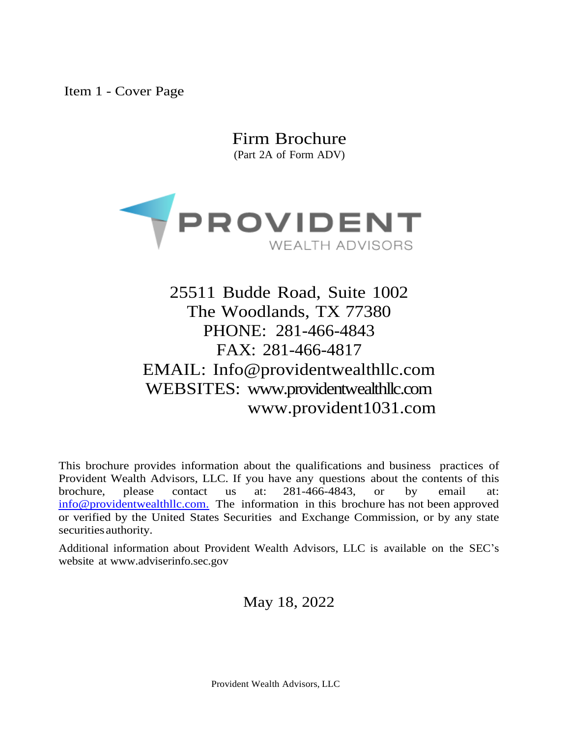Item 1 - Cover Page

# Firm Brochure

(Part 2A of Form ADV)

PROVIDENT
WEALTH ADVISORS

25511 Budde Road, Suite 1002
The Woodlands, TX 77380
PHONE: 281-466-4843
FAX: 281-466-4817
EMAIL: Info@providentwealthllc.com
WEBSITES: www.providentwealthllc.com
www.provident1031.com

This brochure provides information about the qualifications and business practices of Provident Wealth Advisors, LLC. If you have any questions about the contents of this brochure, please contact us at: 281-466-4843, or by email at: info@providentwealthllc.com. The information in this brochure has not been approved or verified by the United States Securities and Exchange Commission, or by any state securities authority.

Additional information about Provident Wealth Advisors, LLC is available on the SEC's website at www.adviserinfo.sec.gov

May 18, 2022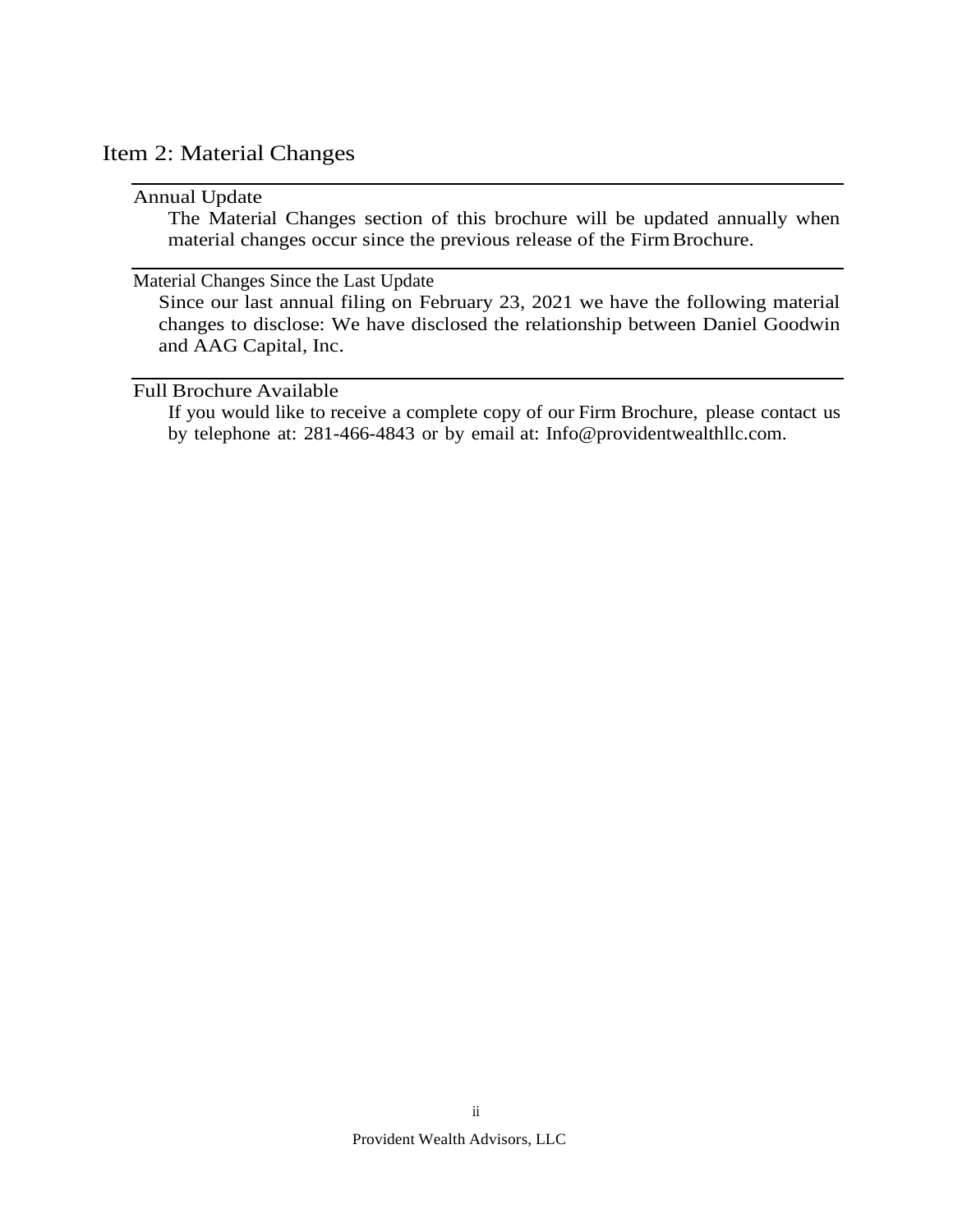## Item 2: Material Changes

### Annual Update

The Material Changes section of this brochure will be updated annually when material changes occur since the previous release of the Firm Brochure.

### Material Changes Since the Last Update

Since our last annual filing on February 23, 2021 we have the following material changes to disclose: We have disclosed the relationship between Daniel Goodwin and AAG Capital, Inc.

### Full Brochure Available

If you would like to receive a complete copy of our Firm Brochure, please contact us by telephone at: 281-466-4843 or by email at: Info@providentwealthllc.com.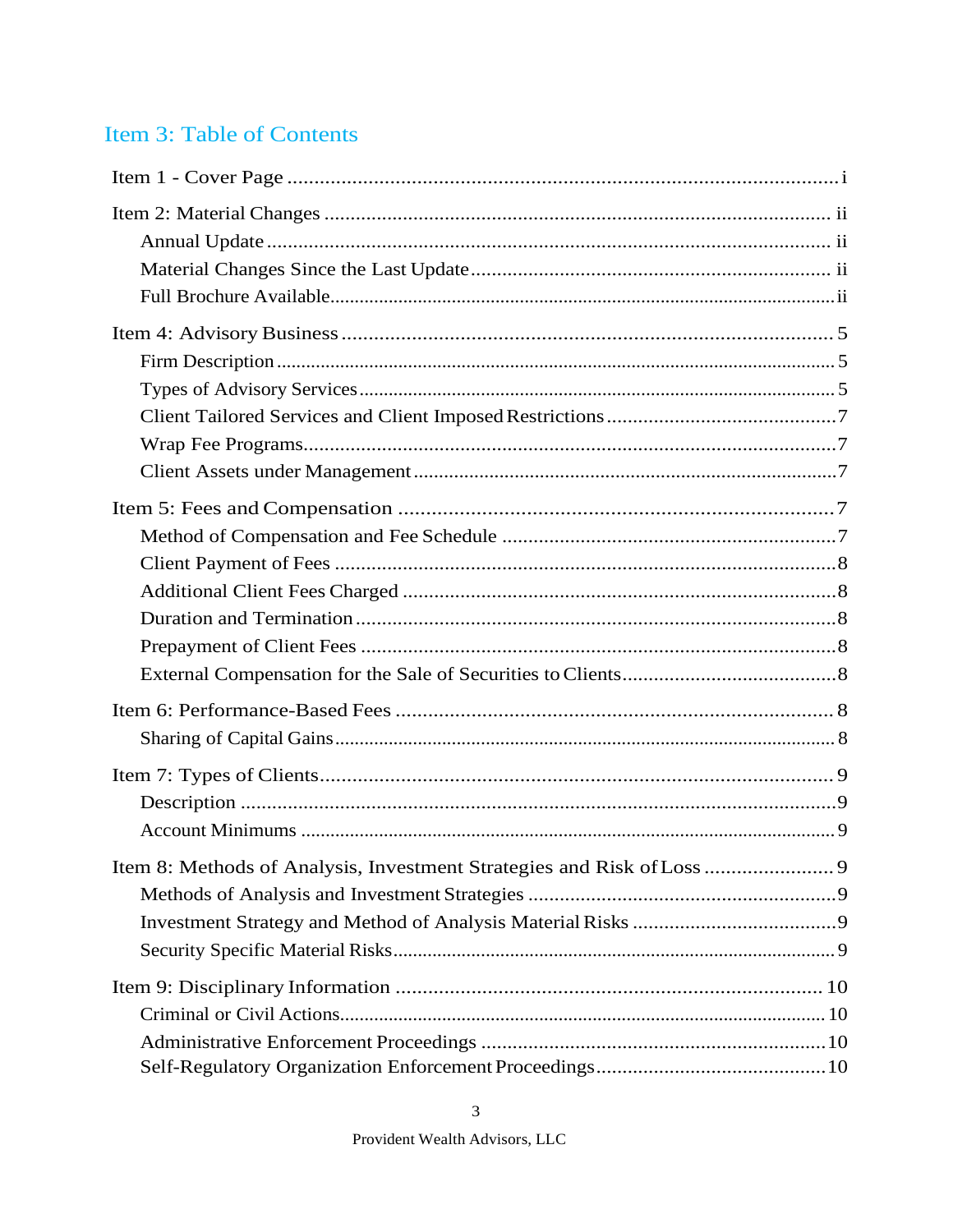## Item 3: Table of Contents

Item 1 - Cover Page .......... i

Item 2: Material Changes .......... ii

- Annual Update .......... ii
- Material Changes Since the Last Update .......... ii
- Full Brochure Available .......... ii

Item 4: Advisory Business .......... 5

- Firm Description .......... 5
- Types of Advisory Services .......... 5
- Client Tailored Services and Client Imposed Restrictions .......... 7
- Wrap Fee Programs .......... 7
- Client Assets under Management .......... 7

Item 5: Fees and Compensation .......... 7

- Method of Compensation and Fee Schedule .......... 7
- Client Payment of Fees .......... 8
- Additional Client Fees Charged .......... 8
- Duration and Termination .......... 8
- Prepayment of Client Fees .......... 8
- External Compensation for the Sale of Securities to Clients .......... 8

Item 6: Performance-Based Fees .......... 8

- Sharing of Capital Gains .......... 8

Item 7: Types of Clients .......... 9

- Description .......... 9
- Account Minimums .......... 9

Item 8: Methods of Analysis, Investment Strategies and Risk of Loss .......... 9

- Methods of Analysis and Investment Strategies .......... 9
- Investment Strategy and Method of Analysis Material Risks .......... 9
- Security Specific Material Risks .......... 9

Item 9: Disciplinary Information .......... 10

- Criminal or Civil Actions .......... 10
- Administrative Enforcement Proceedings .......... 10
- Self-Regulatory Organization Enforcement Proceedings .......... 10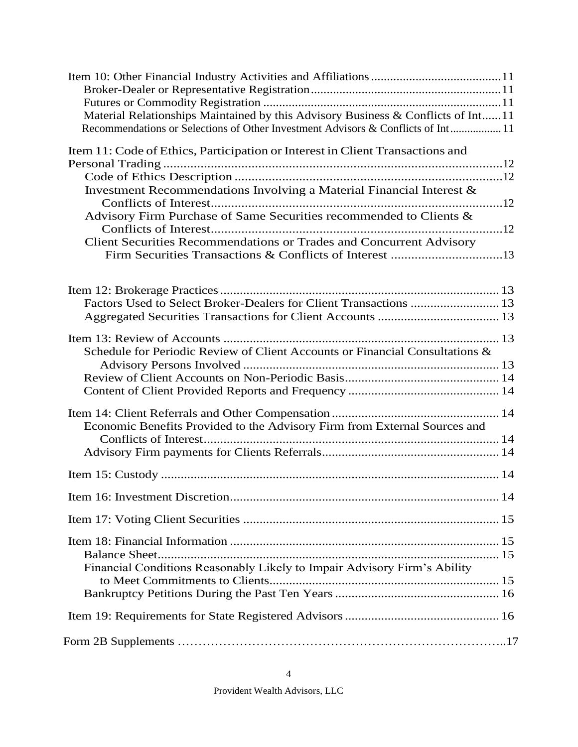Item 10: Other Financial Industry Activities and Affiliations ........................................11
- Broker-Dealer or Representative Registration..........................................................11
- Futures or Commodity Registration .........................................................................11
- Material Relationships Maintained by this Advisory Business & Conflicts of Int......11
- Recommendations or Selections of Other Investment Advisors & Conflicts of Int.................11

Item 11: Code of Ethics, Participation or Interest in Client Transactions and Personal Trading......................................................................................................12
- Code of Ethics Description ................................................................................12
- Investment Recommendations Involving a Material Financial Interest & Conflicts of Interest.......................................................................................12
- Advisory Firm Purchase of Same Securities recommended to Clients & Conflicts of Interest.......................................................................................12
- Client Securities Recommendations or Trades and Concurrent Advisory Firm Securities Transactions & Conflicts of Interest .................................13

Item 12: Brokerage Practices..................................................................................... 13
- Factors Used to Select Broker-Dealers for Client Transactions ........................... 13
- Aggregated Securities Transactions for Client Accounts ..................................... 13

Item 13: Review of Accounts ..................................................................................... 13
- Schedule for Periodic Review of Client Accounts or Financial Consultations & Advisory Persons Involved .............................................................................. 13
- Review of Client Accounts on Non-Periodic Basis............................................... 14
- Content of Client Provided Reports and Frequency ............................................. 14

Item 14: Client Referrals and Other Compensation ................................................... 14
- Economic Benefits Provided to the Advisory Firm from External Sources and Conflicts of Interest.......................................................................................... 14
- Advisory Firm payments for Clients Referrals...................................................... 14

Item 15: Custody ....................................................................................................... 14

Item 16: Investment Discretion.................................................................................. 14

Item 17: Voting Client Securities .............................................................................. 15

Item 18: Financial Information .................................................................................. 15
- Balance Sheet......................................................................................................... 15
- Financial Conditions Reasonably Likely to Impair Advisory Firm's Ability to Meet Commitments to Clients...................................................................... 15
- Bankruptcy Petitions During the Past Ten Years .................................................. 16

Item 19: Requirements for State Registered Advisors ............................................... 16

Form 2B Supplements …………………………………………………………………..17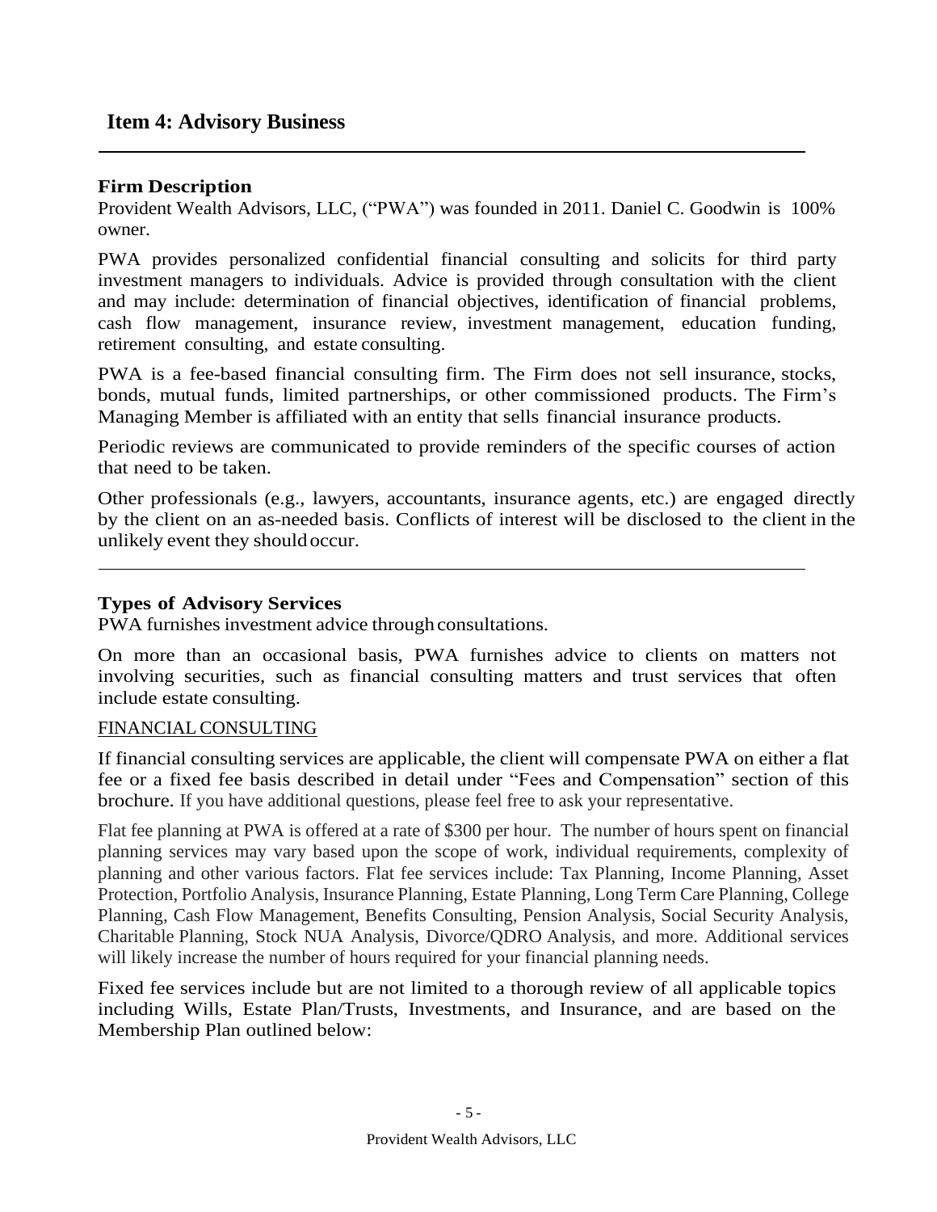## Item 4: Advisory Business

### Firm Description

Provident Wealth Advisors, LLC, ("PWA") was founded in 2011. Daniel C. Goodwin is 100% owner.

PWA provides personalized confidential financial consulting and solicits for third party investment managers to individuals. Advice is provided through consultation with the client and may include: determination of financial objectives, identification of financial problems, cash flow management, insurance review, investment management, education funding, retirement consulting, and estate consulting.

PWA is a fee-based financial consulting firm. The Firm does not sell insurance, stocks, bonds, mutual funds, limited partnerships, or other commissioned products. The Firm's Managing Member is affiliated with an entity that sells financial insurance products.

Periodic reviews are communicated to provide reminders of the specific courses of action that need to be taken.

Other professionals (e.g., lawyers, accountants, insurance agents, etc.) are engaged directly by the client on an as-needed basis. Conflicts of interest will be disclosed to the client in the unlikely event they should occur.

### Types of Advisory Services

PWA furnishes investment advice through consultations.

On more than an occasional basis, PWA furnishes advice to clients on matters not involving securities, such as financial consulting matters and trust services that often include estate consulting.

FINANCIAL CONSULTING

If financial consulting services are applicable, the client will compensate PWA on either a flat fee or a fixed fee basis described in detail under "Fees and Compensation" section of this brochure. If you have additional questions, please feel free to ask your representative.

Flat fee planning at PWA is offered at a rate of $300 per hour. The number of hours spent on financial planning services may vary based upon the scope of work, individual requirements, complexity of planning and other various factors. Flat fee services include: Tax Planning, Income Planning, Asset Protection, Portfolio Analysis, Insurance Planning, Estate Planning, Long Term Care Planning, College Planning, Cash Flow Management, Benefits Consulting, Pension Analysis, Social Security Analysis, Charitable Planning, Stock NUA Analysis, Divorce/QDRO Analysis, and more. Additional services will likely increase the number of hours required for your financial planning needs.

Fixed fee services include but are not limited to a thorough review of all applicable topics including Wills, Estate Plan/Trusts, Investments, and Insurance, and are based on the Membership Plan outlined below: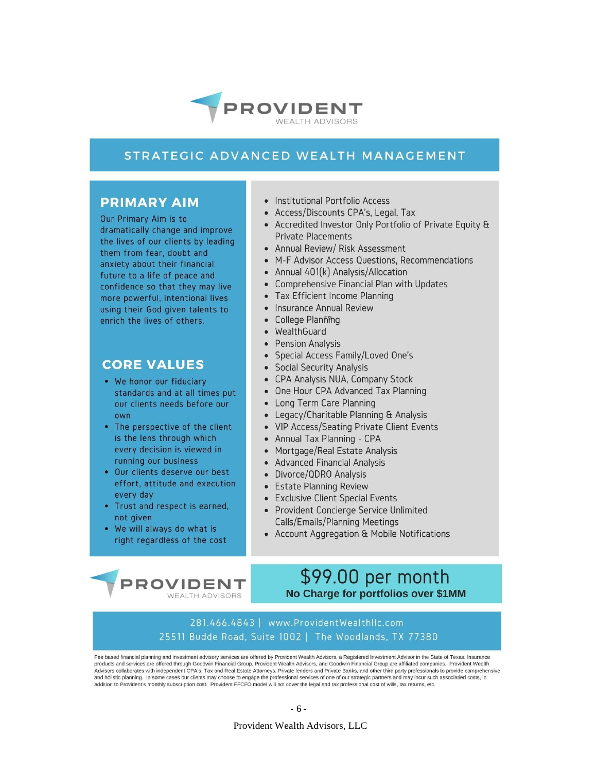# PROVIDENT
WEALTH ADVISORS

## STRATEGIC ADVANCED WEALTH MANAGEMENT

### PRIMARY AIM

Our Primary Aim is to dramatically change and improve the lives of our clients by leading them from fear, doubt and anxiety about their financial future to a life of peace and confidence so that they may live more powerful, intentional lives using their God given talents to enrich the lives of others.

### CORE VALUES

- We honor our fiduciary standards and at all times put our clients needs before our own
- The perspective of the client is the lens through which every decision is viewed in running our business
- Our clients deserve our best effort, attitude and execution every day
- Trust and respect is earned, not given
- We will always do what is right regardless of the cost

- Institutional Portfolio Access
- Access/Discounts CPA's, Legal, Tax
- Accredited Investor Only Portfolio of Private Equity & Private Placements
- Annual Review/ Risk Assessment
- M-F Advisor Access Questions, Recommendations
- Annual 401(k) Analysis/Allocation
- Comprehensive Financial Plan with Updates
- Tax Efficient Income Planning
- Insurance Annual Review
- College Planning
- WealthGuard
- Pension Analysis
- Special Access Family/Loved One's
- Social Security Analysis
- CPA Analysis NUA, Company Stock
- One Hour CPA Advanced Tax Planning
- Long Term Care Planning
- Legacy/Charitable Planning & Analysis
- VIP Access/Seating Private Client Events
- Annual Tax Planning - CPA
- Mortgage/Real Estate Analysis
- Advanced Financial Analysis
- Divorce/QDRO Analysis
- Estate Planning Review
- Exclusive Client Special Events
- Provident Concierge Service Unlimited Calls/Emails/Planning Meetings
- Account Aggregation & Mobile Notifications

# PROVIDENT
WEALTH ADVISORS

## $99.00 per month
**No Charge for portfolios over $1MM**

281.466.4843 | www.ProvidentWealthllc.com
25511 Budde Road, Suite 1002 | The Woodlands, TX 77380

Fee based financial planning and investment advisory services are offered by Provident Wealth Advisors, a Registered Investment Advisor in the State of Texas. Insurance products and services are offered through Goodwin Financial Group. Provident Wealth Advisors, and Goodwin Financial Group are affiliated companies. Provident Wealth Advisors collaborates with independent CPA's, Tax and Real Estate Attorneys, Private lenders and Private Banks, and other third party professionals to provide comprehensive and holistic planning. In some cases our clients may choose to engage the professional services of one of our strategic partners and may incur such associated costs, in addition to Provident's monthly subscription cost. Provident FFCFO model will not cover the legal and tax professional cost of wills, tax returns, etc.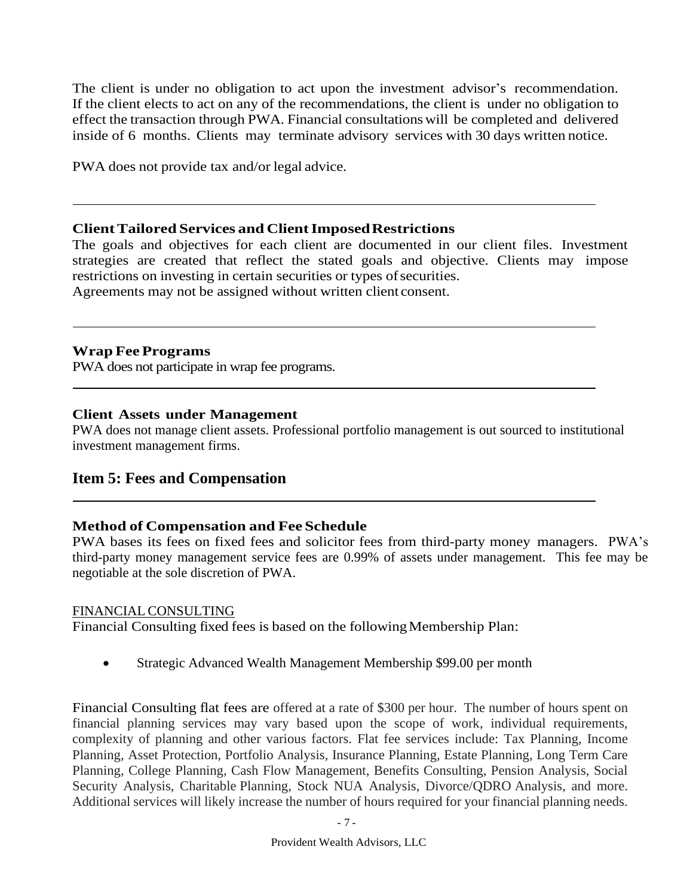The client is under no obligation to act upon the investment advisor's recommendation. If the client elects to act on any of the recommendations, the client is under no obligation to effect the transaction through PWA. Financial consultations will be completed and delivered inside of 6 months. Clients may terminate advisory services with 30 days written notice.

PWA does not provide tax and/or legal advice.

---

### Client Tailored Services and Client Imposed Restrictions

The goals and objectives for each client are documented in our client files. Investment strategies are created that reflect the stated goals and objective. Clients may impose restrictions on investing in certain securities or types of securities.
Agreements may not be assigned without written client consent.

---

### Wrap Fee Programs

PWA does not participate in wrap fee programs.

---

### Client Assets under Management

PWA does not manage client assets. Professional portfolio management is out sourced to institutional investment management firms.

## Item 5: Fees and Compensation

---

### Method of Compensation and Fee Schedule

PWA bases its fees on fixed fees and solicitor fees from third-party money managers. PWA's third-party money management service fees are 0.99% of assets under management. This fee may be negotiable at the sole discretion of PWA.

FINANCIAL CONSULTING

Financial Consulting fixed fees is based on the following Membership Plan:

- Strategic Advanced Wealth Management Membership $99.00 per month

Financial Consulting flat fees are offered at a rate of $300 per hour. The number of hours spent on financial planning services may vary based upon the scope of work, individual requirements, complexity of planning and other various factors. Flat fee services include: Tax Planning, Income Planning, Asset Protection, Portfolio Analysis, Insurance Planning, Estate Planning, Long Term Care Planning, College Planning, Cash Flow Management, Benefits Consulting, Pension Analysis, Social Security Analysis, Charitable Planning, Stock NUA Analysis, Divorce/QDRO Analysis, and more. Additional services will likely increase the number of hours required for your financial planning needs.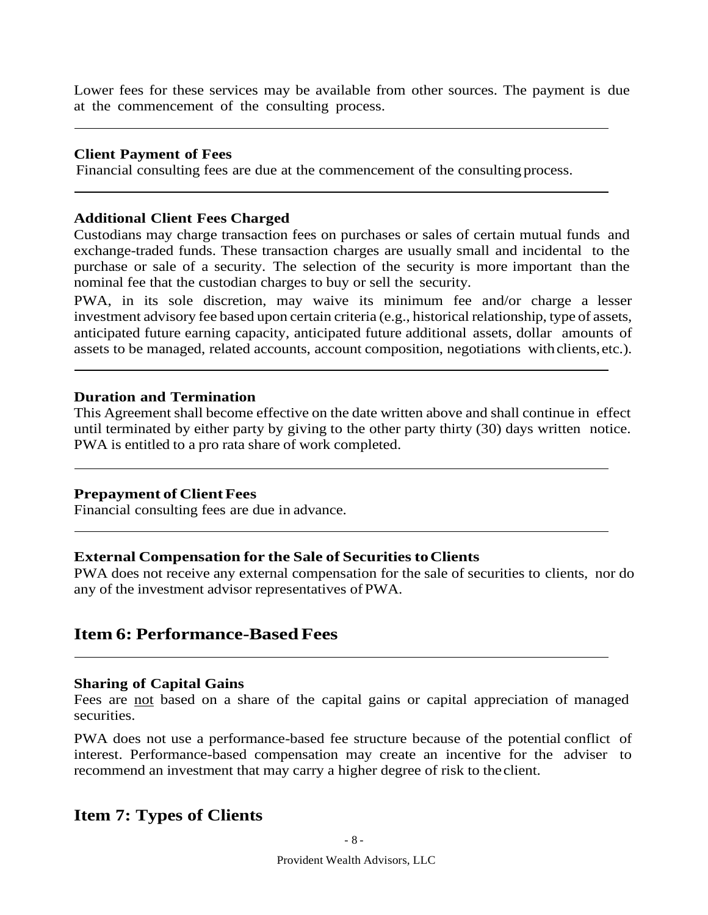Lower fees for these services may be available from other sources. The payment is due at the commencement of the consulting process.

### Client Payment of Fees

Financial consulting fees are due at the commencement of the consulting process.

### Additional Client Fees Charged

Custodians may charge transaction fees on purchases or sales of certain mutual funds and exchange-traded funds. These transaction charges are usually small and incidental to the purchase or sale of a security. The selection of the security is more important than the nominal fee that the custodian charges to buy or sell the security.

PWA, in its sole discretion, may waive its minimum fee and/or charge a lesser investment advisory fee based upon certain criteria (e.g., historical relationship, type of assets, anticipated future earning capacity, anticipated future additional assets, dollar amounts of assets to be managed, related accounts, account composition, negotiations with clients, etc.).

### Duration and Termination

This Agreement shall become effective on the date written above and shall continue in effect until terminated by either party by giving to the other party thirty (30) days written notice. PWA is entitled to a pro rata share of work completed.

### Prepayment of Client Fees

Financial consulting fees are due in advance.

### External Compensation for the Sale of Securities to Clients

PWA does not receive any external compensation for the sale of securities to clients, nor do any of the investment advisor representatives of PWA.

## Item 6: Performance-Based Fees

### Sharing of Capital Gains

Fees are not based on a share of the capital gains or capital appreciation of managed securities.

PWA does not use a performance-based fee structure because of the potential conflict of interest. Performance-based compensation may create an incentive for the adviser to recommend an investment that may carry a higher degree of risk to the client.

## Item 7: Types of Clients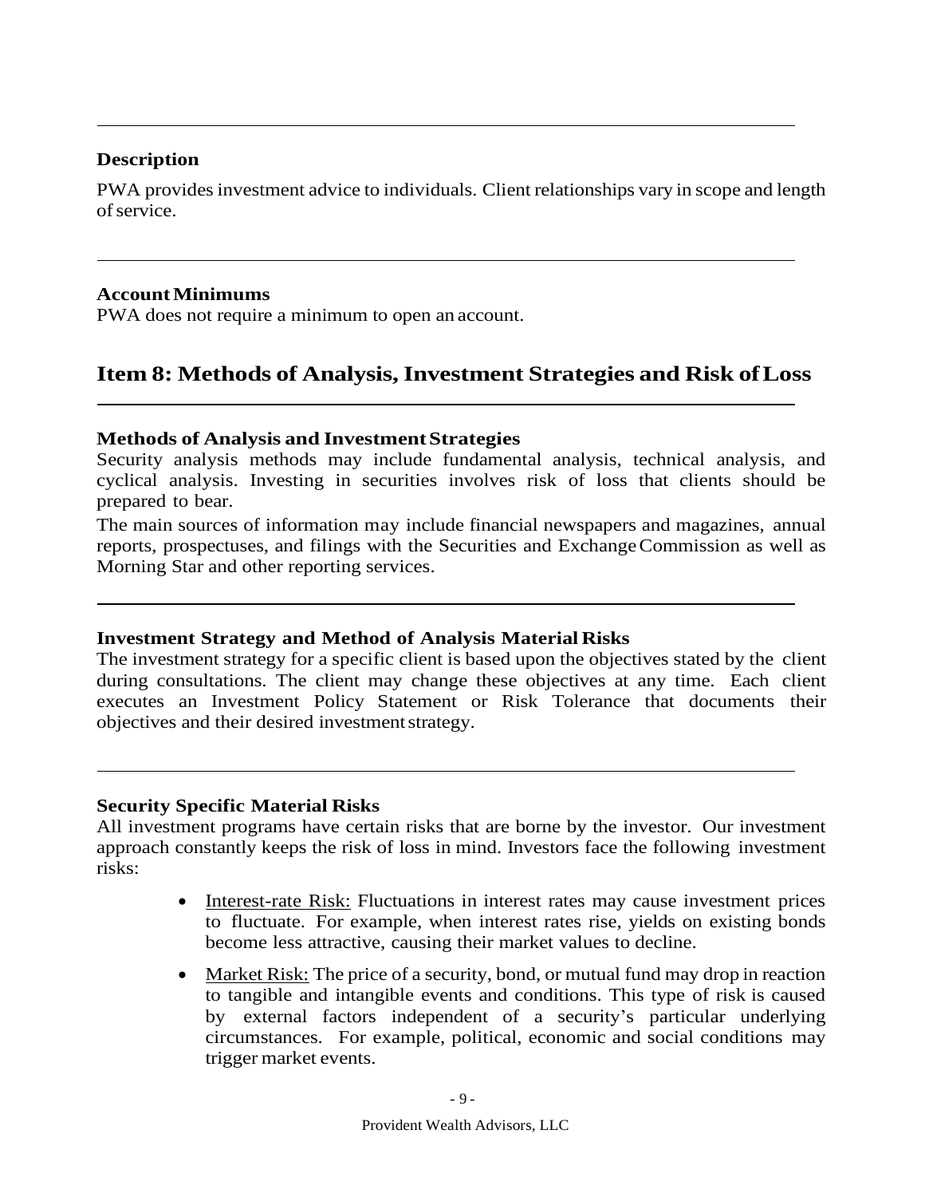### Description

PWA provides investment advice to individuals. Client relationships vary in scope and length of service.

### Account Minimums

PWA does not require a minimum to open an account.

## Item 8: Methods of Analysis, Investment Strategies and Risk of Loss

### Methods of Analysis and Investment Strategies

Security analysis methods may include fundamental analysis, technical analysis, and cyclical analysis. Investing in securities involves risk of loss that clients should be prepared to bear.

The main sources of information may include financial newspapers and magazines, annual reports, prospectuses, and filings with the Securities and Exchange Commission as well as Morning Star and other reporting services.

### Investment Strategy and Method of Analysis Material Risks

The investment strategy for a specific client is based upon the objectives stated by the client during consultations. The client may change these objectives at any time. Each client executes an Investment Policy Statement or Risk Tolerance that documents their objectives and their desired investment strategy.

### Security Specific Material Risks

All investment programs have certain risks that are borne by the investor. Our investment approach constantly keeps the risk of loss in mind. Investors face the following investment risks:

- Interest-rate Risk: Fluctuations in interest rates may cause investment prices to fluctuate. For example, when interest rates rise, yields on existing bonds become less attractive, causing their market values to decline.
- Market Risk: The price of a security, bond, or mutual fund may drop in reaction to tangible and intangible events and conditions. This type of risk is caused by external factors independent of a security's particular underlying circumstances. For example, political, economic and social conditions may trigger market events.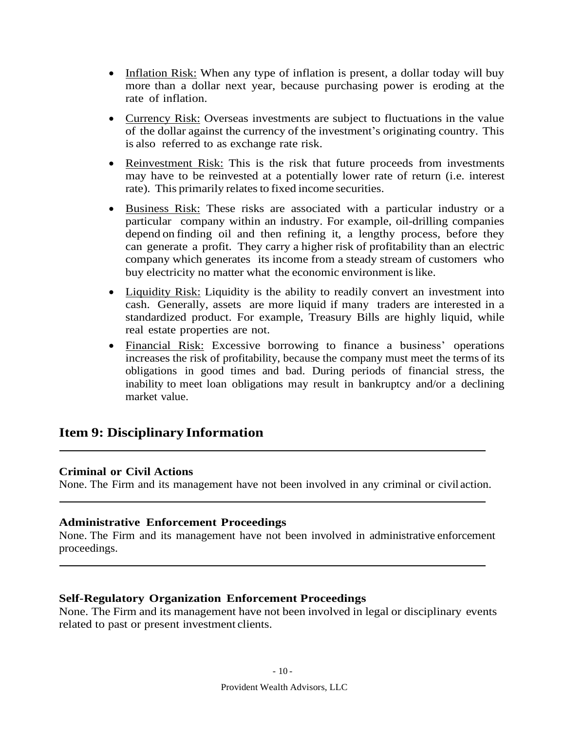- Inflation Risk: When any type of inflation is present, a dollar today will buy more than a dollar next year, because purchasing power is eroding at the rate of inflation.
- Currency Risk: Overseas investments are subject to fluctuations in the value of the dollar against the currency of the investment's originating country. This is also referred to as exchange rate risk.
- Reinvestment Risk: This is the risk that future proceeds from investments may have to be reinvested at a potentially lower rate of return (i.e. interest rate). This primarily relates to fixed income securities.
- Business Risk: These risks are associated with a particular industry or a particular company within an industry. For example, oil-drilling companies depend on finding oil and then refining it, a lengthy process, before they can generate a profit. They carry a higher risk of profitability than an electric company which generates its income from a steady stream of customers who buy electricity no matter what the economic environment is like.
- Liquidity Risk: Liquidity is the ability to readily convert an investment into cash. Generally, assets are more liquid if many traders are interested in a standardized product. For example, Treasury Bills are highly liquid, while real estate properties are not.
- Financial Risk: Excessive borrowing to finance a business' operations increases the risk of profitability, because the company must meet the terms of its obligations in good times and bad. During periods of financial stress, the inability to meet loan obligations may result in bankruptcy and/or a declining market value.

## Item 9: Disciplinary Information

**Criminal or Civil Actions**

None. The Firm and its management have not been involved in any criminal or civil action.

**Administrative Enforcement Proceedings**

None. The Firm and its management have not been involved in administrative enforcement proceedings.

**Self-Regulatory Organization Enforcement Proceedings**

None. The Firm and its management have not been involved in legal or disciplinary events related to past or present investment clients.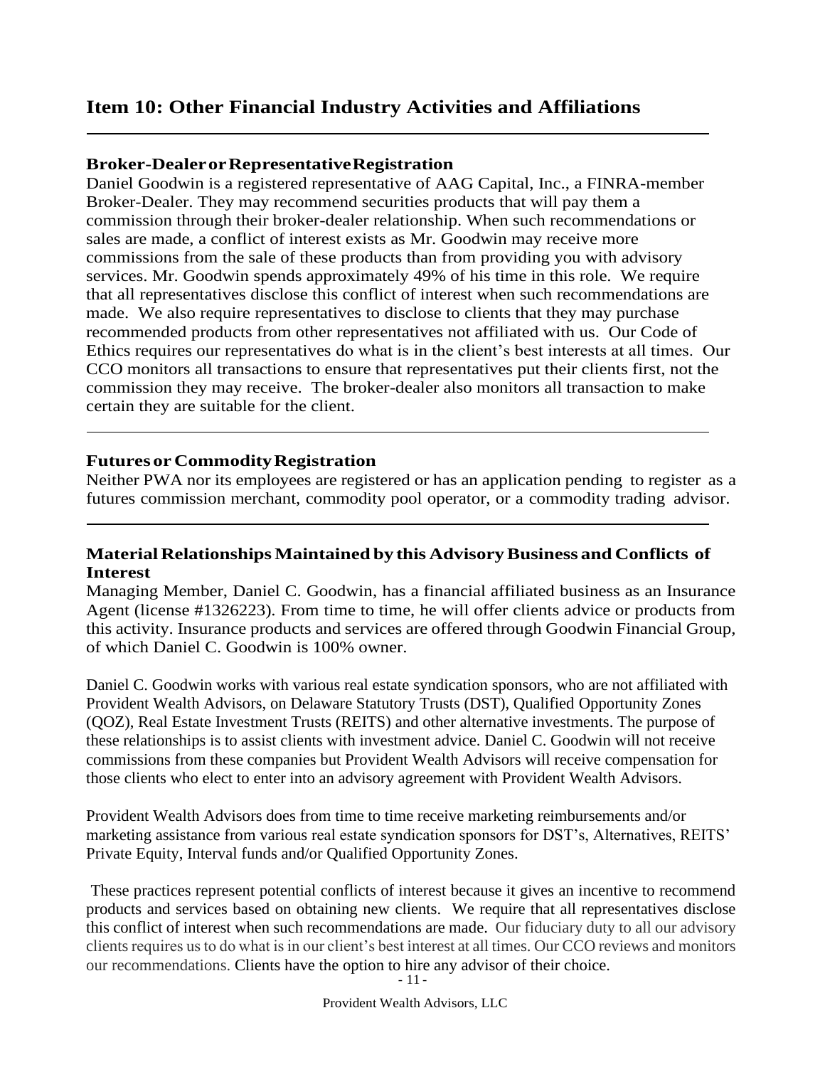## Item 10: Other Financial Industry Activities and Affiliations

**Broker-Dealer or Representative Registration**

Daniel Goodwin is a registered representative of AAG Capital, Inc., a FINRA-member Broker-Dealer. They may recommend securities products that will pay them a commission through their broker-dealer relationship. When such recommendations or sales are made, a conflict of interest exists as Mr. Goodwin may receive more commissions from the sale of these products than from providing you with advisory services. Mr. Goodwin spends approximately 49% of his time in this role. We require that all representatives disclose this conflict of interest when such recommendations are made. We also require representatives to disclose to clients that they may purchase recommended products from other representatives not affiliated with us. Our Code of Ethics requires our representatives do what is in the client's best interests at all times. Our CCO monitors all transactions to ensure that representatives put their clients first, not the commission they may receive. The broker-dealer also monitors all transaction to make certain they are suitable for the client.

**Futures or Commodity Registration**

Neither PWA nor its employees are registered or has an application pending to register as a futures commission merchant, commodity pool operator, or a commodity trading advisor.

**Material Relationships Maintained by this Advisory Business and Conflicts of Interest**

Managing Member, Daniel C. Goodwin, has a financial affiliated business as an Insurance Agent (license #1326223). From time to time, he will offer clients advice or products from this activity. Insurance products and services are offered through Goodwin Financial Group, of which Daniel C. Goodwin is 100% owner.

Daniel C. Goodwin works with various real estate syndication sponsors, who are not affiliated with Provident Wealth Advisors, on Delaware Statutory Trusts (DST), Qualified Opportunity Zones (QOZ), Real Estate Investment Trusts (REITS) and other alternative investments. The purpose of these relationships is to assist clients with investment advice. Daniel C. Goodwin will not receive commissions from these companies but Provident Wealth Advisors will receive compensation for those clients who elect to enter into an advisory agreement with Provident Wealth Advisors.

Provident Wealth Advisors does from time to time receive marketing reimbursements and/or marketing assistance from various real estate syndication sponsors for DST's, Alternatives, REITS' Private Equity, Interval funds and/or Qualified Opportunity Zones.

These practices represent potential conflicts of interest because it gives an incentive to recommend products and services based on obtaining new clients. We require that all representatives disclose this conflict of interest when such recommendations are made. Our fiduciary duty to all our advisory clients requires us to do what is in our client's best interest at all times. Our CCO reviews and monitors our recommendations. Clients have the option to hire any advisor of their choice.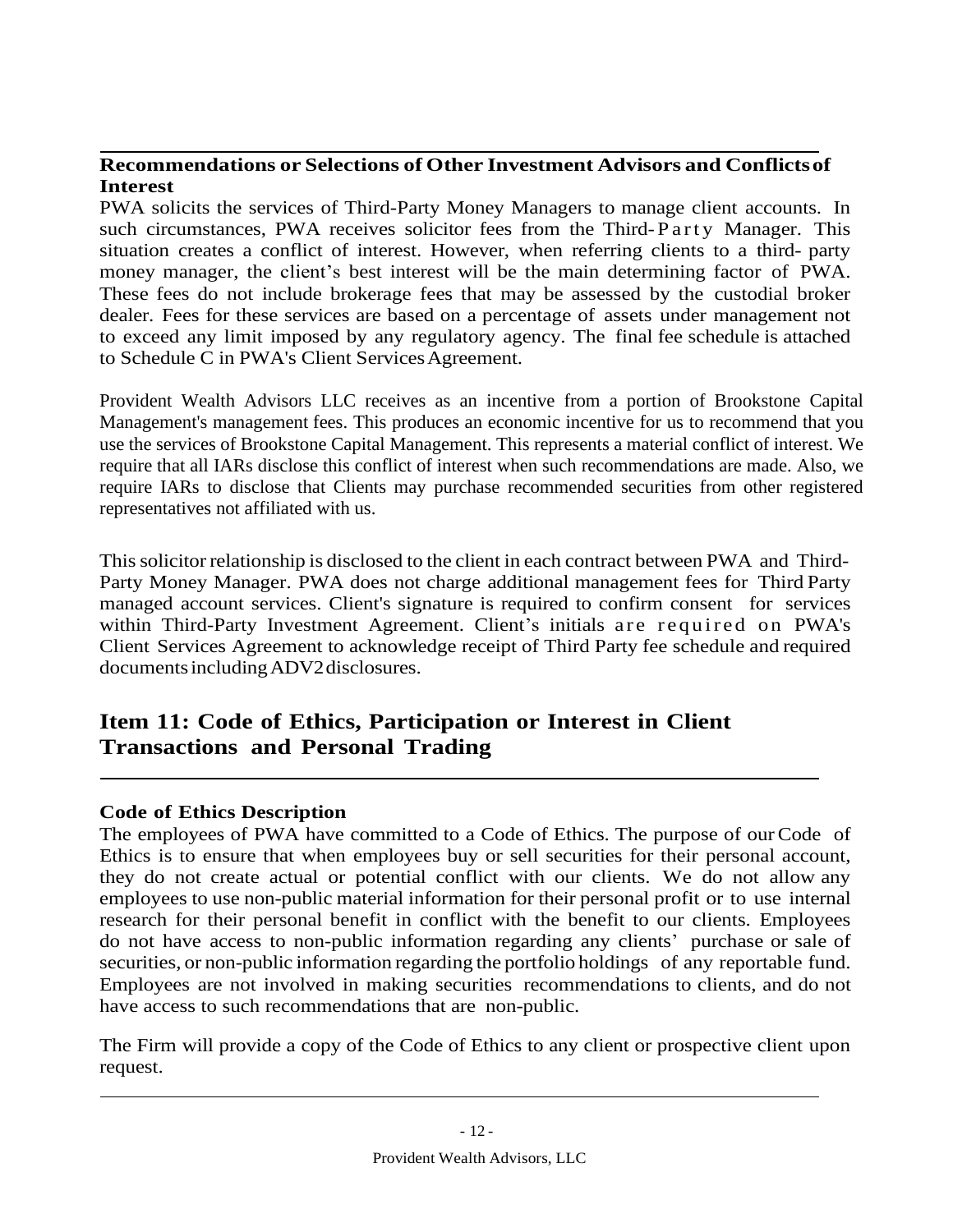### Recommendations or Selections of Other Investment Advisors and Conflicts of Interest

PWA solicits the services of Third-Party Money Managers to manage client accounts. In such circumstances, PWA receives solicitor fees from the Third-Party Manager. This situation creates a conflict of interest. However, when referring clients to a third- party money manager, the client's best interest will be the main determining factor of PWA. These fees do not include brokerage fees that may be assessed by the custodial broker dealer. Fees for these services are based on a percentage of assets under management not to exceed any limit imposed by any regulatory agency. The final fee schedule is attached to Schedule C in PWA's Client Services Agreement.

Provident Wealth Advisors LLC receives as an incentive from a portion of Brookstone Capital Management's management fees. This produces an economic incentive for us to recommend that you use the services of Brookstone Capital Management. This represents a material conflict of interest. We require that all IARs disclose this conflict of interest when such recommendations are made. Also, we require IARs to disclose that Clients may purchase recommended securities from other registered representatives not affiliated with us.

This solicitor relationship is disclosed to the client in each contract between PWA and Third-Party Money Manager. PWA does not charge additional management fees for Third Party managed account services. Client's signature is required to confirm consent for services within Third-Party Investment Agreement. Client's initials are required on PWA's Client Services Agreement to acknowledge receipt of Third Party fee schedule and required documents including ADV2 disclosures.

## Item 11: Code of Ethics, Participation or Interest in Client Transactions and Personal Trading

### Code of Ethics Description

The employees of PWA have committed to a Code of Ethics. The purpose of our Code of Ethics is to ensure that when employees buy or sell securities for their personal account, they do not create actual or potential conflict with our clients. We do not allow any employees to use non-public material information for their personal profit or to use internal research for their personal benefit in conflict with the benefit to our clients. Employees do not have access to non-public information regarding any clients' purchase or sale of securities, or non-public information regarding the portfolio holdings of any reportable fund. Employees are not involved in making securities recommendations to clients, and do not have access to such recommendations that are non-public.

The Firm will provide a copy of the Code of Ethics to any client or prospective client upon request.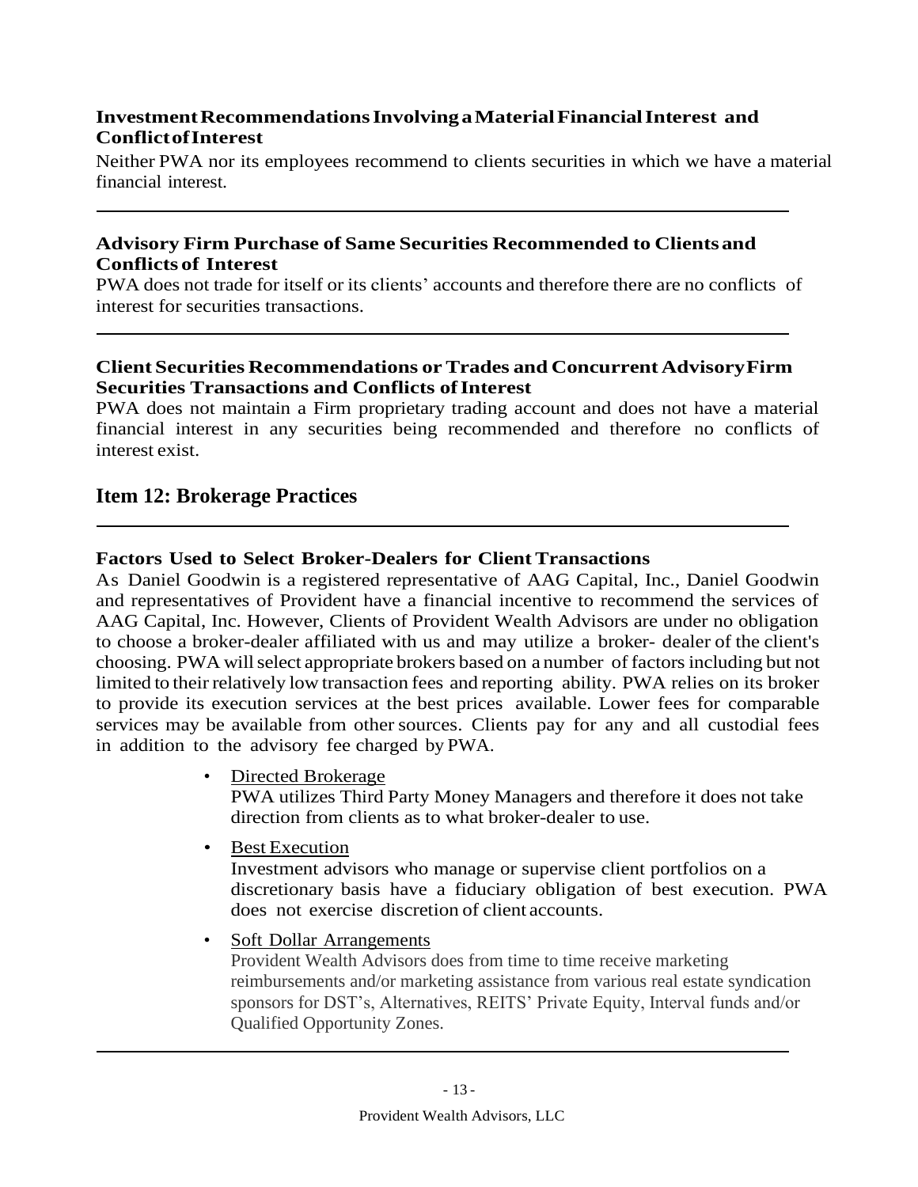### Investment Recommendations Involving a Material Financial Interest and Conflict of Interest

Neither PWA nor its employees recommend to clients securities in which we have a material financial interest.

---

### Advisory Firm Purchase of Same Securities Recommended to Clients and Conflicts of Interest

PWA does not trade for itself or its clients' accounts and therefore there are no conflicts of interest for securities transactions.

---

### Client Securities Recommendations or Trades and Concurrent Advisory Firm Securities Transactions and Conflicts of Interest

PWA does not maintain a Firm proprietary trading account and does not have a material financial interest in any securities being recommended and therefore no conflicts of interest exist.

## Item 12: Brokerage Practices

---

### Factors Used to Select Broker-Dealers for Client Transactions

As Daniel Goodwin is a registered representative of AAG Capital, Inc., Daniel Goodwin and representatives of Provident have a financial incentive to recommend the services of AAG Capital, Inc. However, Clients of Provident Wealth Advisors are under no obligation to choose a broker-dealer affiliated with us and may utilize a broker- dealer of the client's choosing. PWA will select appropriate brokers based on a number of factors including but not limited to their relatively low transaction fees and reporting ability. PWA relies on its broker to provide its execution services at the best prices available. Lower fees for comparable services may be available from other sources. Clients pay for any and all custodial fees in addition to the advisory fee charged by PWA.

- Directed Brokerage
  PWA utilizes Third Party Money Managers and therefore it does not take direction from clients as to what broker-dealer to use.

- Best Execution
  Investment advisors who manage or supervise client portfolios on a discretionary basis have a fiduciary obligation of best execution. PWA does not exercise discretion of client accounts.

- Soft Dollar Arrangements
  Provident Wealth Advisors does from time to time receive marketing reimbursements and/or marketing assistance from various real estate syndication sponsors for DST's, Alternatives, REITS' Private Equity, Interval funds and/or Qualified Opportunity Zones.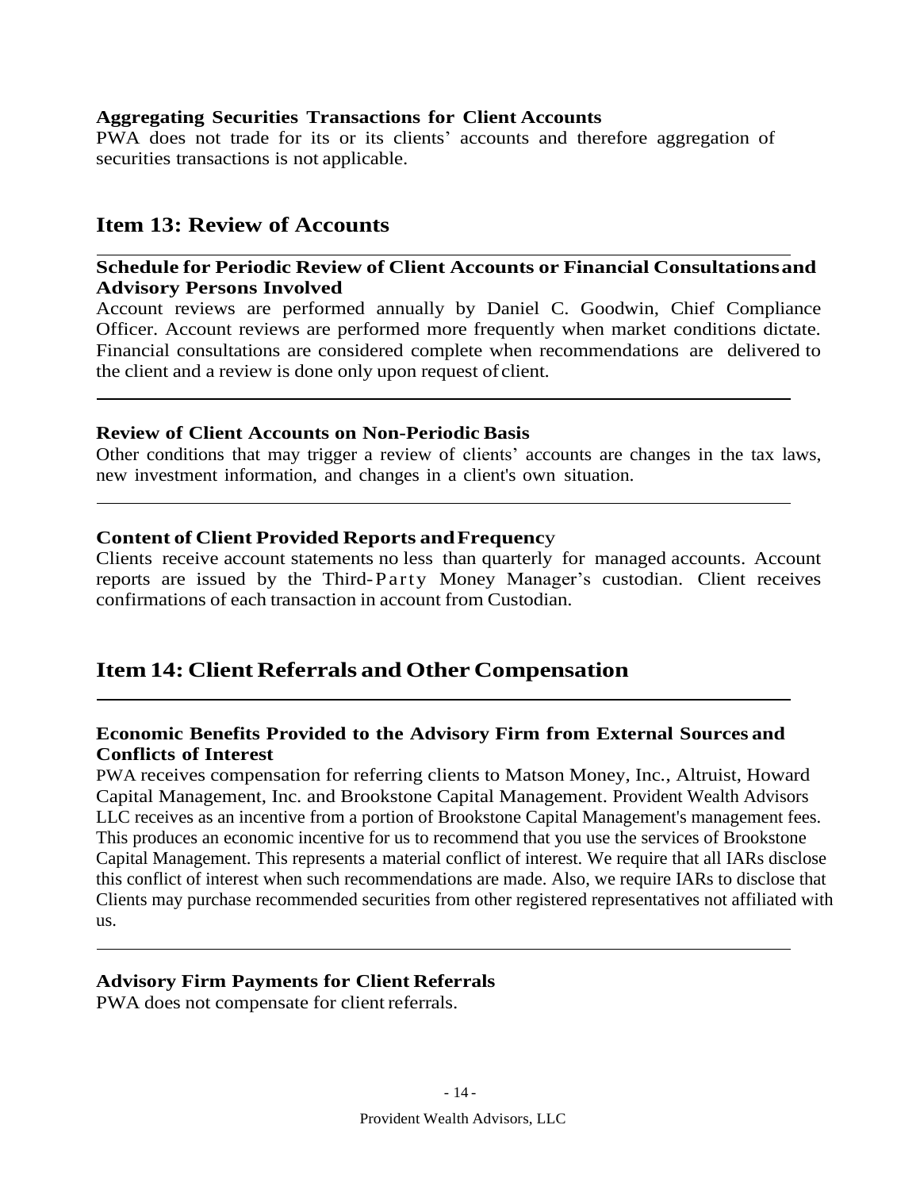### Aggregating Securities Transactions for Client Accounts

PWA does not trade for its or its clients' accounts and therefore aggregation of securities transactions is not applicable.

## Item 13: Review of Accounts

### Schedule for Periodic Review of Client Accounts or Financial Consultations and Advisory Persons Involved

Account reviews are performed annually by Daniel C. Goodwin, Chief Compliance Officer. Account reviews are performed more frequently when market conditions dictate. Financial consultations are considered complete when recommendations are delivered to the client and a review is done only upon request of client.

### Review of Client Accounts on Non-Periodic Basis

Other conditions that may trigger a review of clients' accounts are changes in the tax laws, new investment information, and changes in a client's own situation.

### Content of Client Provided Reports and Frequency

Clients receive account statements no less than quarterly for managed accounts. Account reports are issued by the Third-Party Money Manager's custodian. Client receives confirmations of each transaction in account from Custodian.

## Item 14: Client Referrals and Other Compensation

### Economic Benefits Provided to the Advisory Firm from External Sources and Conflicts of Interest

PWA receives compensation for referring clients to Matson Money, Inc., Altruist, Howard Capital Management, Inc. and Brookstone Capital Management. Provident Wealth Advisors LLC receives as an incentive from a portion of Brookstone Capital Management's management fees. This produces an economic incentive for us to recommend that you use the services of Brookstone Capital Management. This represents a material conflict of interest. We require that all IARs disclose this conflict of interest when such recommendations are made. Also, we require IARs to disclose that Clients may purchase recommended securities from other registered representatives not affiliated with us.

### Advisory Firm Payments for Client Referrals

PWA does not compensate for client referrals.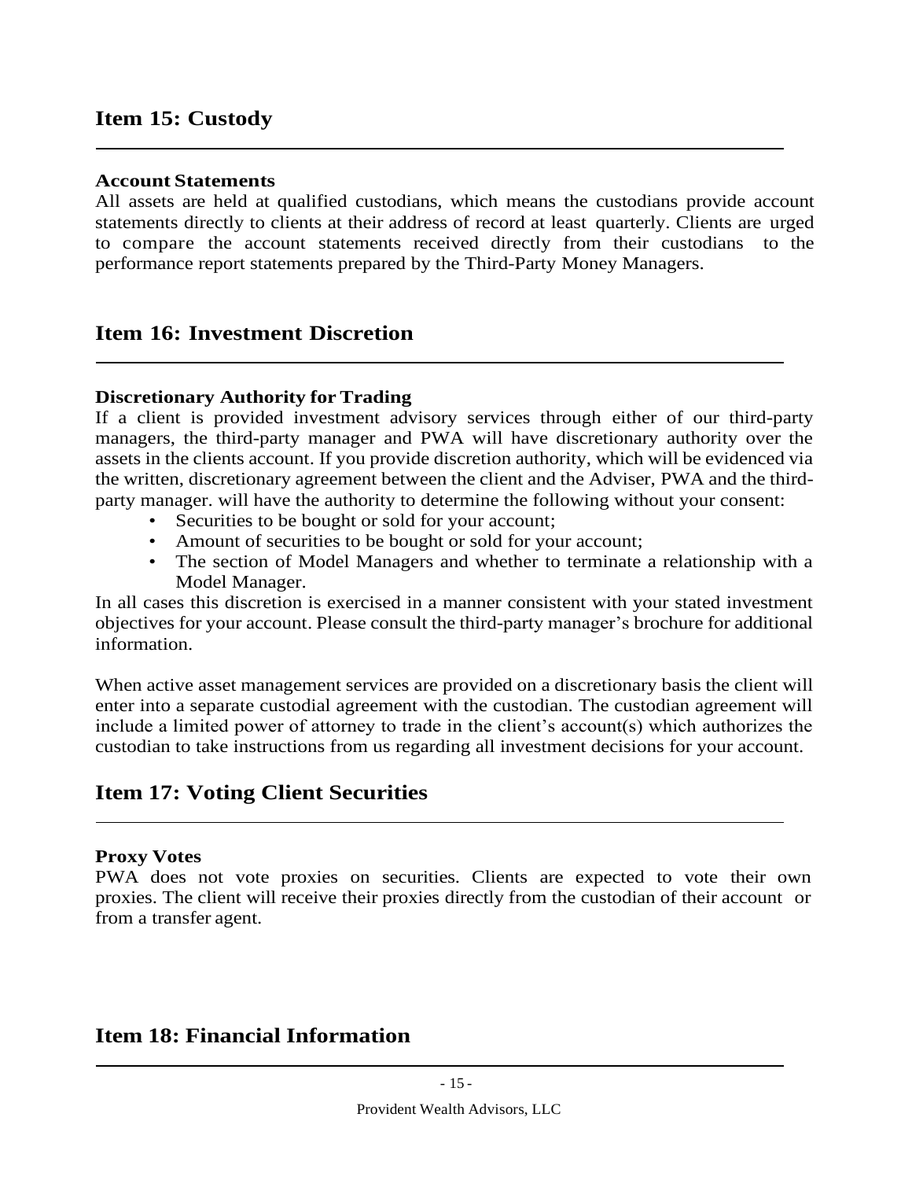## Item 15: Custody

### Account Statements

All assets are held at qualified custodians, which means the custodians provide account statements directly to clients at their address of record at least quarterly. Clients are urged to compare the account statements received directly from their custodians to the performance report statements prepared by the Third-Party Money Managers.

## Item 16: Investment Discretion

### Discretionary Authority for Trading

If a client is provided investment advisory services through either of our third-party managers, the third-party manager and PWA will have discretionary authority over the assets in the clients account. If you provide discretion authority, which will be evidenced via the written, discretionary agreement between the client and the Adviser, PWA and the third-party manager. will have the authority to determine the following without your consent:

- Securities to be bought or sold for your account;
- Amount of securities to be bought or sold for your account;
- The section of Model Managers and whether to terminate a relationship with a Model Manager.

In all cases this discretion is exercised in a manner consistent with your stated investment objectives for your account. Please consult the third-party manager's brochure for additional information.

When active asset management services are provided on a discretionary basis the client will enter into a separate custodial agreement with the custodian. The custodian agreement will include a limited power of attorney to trade in the client's account(s) which authorizes the custodian to take instructions from us regarding all investment decisions for your account.

## Item 17: Voting Client Securities

### Proxy Votes

PWA does not vote proxies on securities. Clients are expected to vote their own proxies. The client will receive their proxies directly from the custodian of their account or from a transfer agent.

## Item 18: Financial Information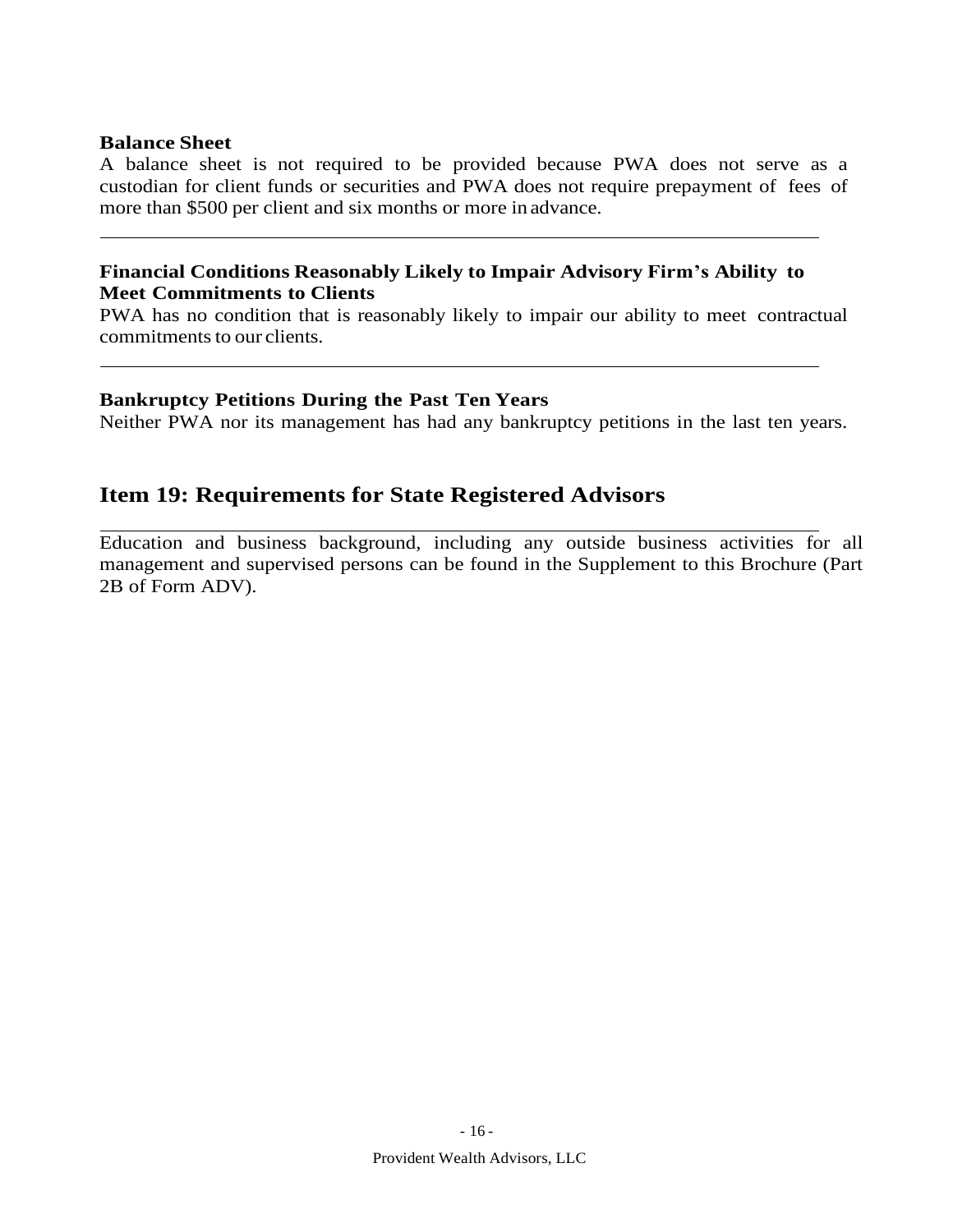### Balance Sheet

A balance sheet is not required to be provided because PWA does not serve as a custodian for client funds or securities and PWA does not require prepayment of fees of more than $500 per client and six months or more in advance.

---

### Financial Conditions Reasonably Likely to Impair Advisory Firm's Ability to Meet Commitments to Clients

PWA has no condition that is reasonably likely to impair our ability to meet contractual commitments to our clients.

---

### Bankruptcy Petitions During the Past Ten Years

Neither PWA nor its management has had any bankruptcy petitions in the last ten years.

## Item 19: Requirements for State Registered Advisors

---

Education and business background, including any outside business activities for all management and supervised persons can be found in the Supplement to this Brochure (Part 2B of Form ADV).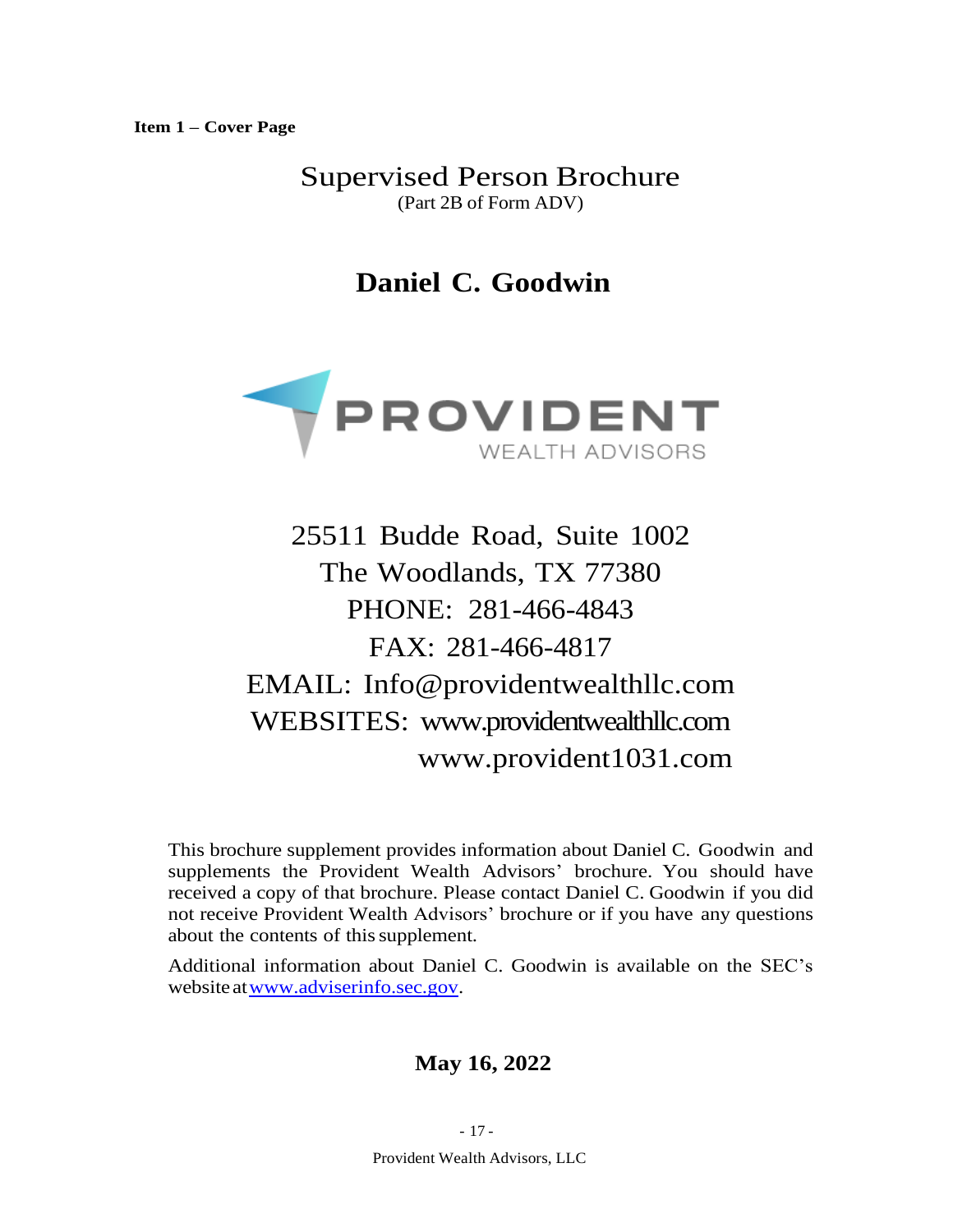**Item 1 – Cover Page**

# Supervised Person Brochure

(Part 2B of Form ADV)

# Daniel C. Goodwin

PROVIDENT
WEALTH ADVISORS

25511 Budde Road, Suite 1002
The Woodlands, TX 77380
PHONE: 281-466-4843
FAX: 281-466-4817
EMAIL: Info@providentwealthllc.com
WEBSITES: www.providentwealthllc.com
www.provident1031.com

This brochure supplement provides information about Daniel C. Goodwin and supplements the Provident Wealth Advisors' brochure. You should have received a copy of that brochure. Please contact Daniel C. Goodwin if you did not receive Provident Wealth Advisors' brochure or if you have any questions about the contents of this supplement.

Additional information about Daniel C. Goodwin is available on the SEC's website at [www.adviserinfo.sec.gov](http://www.adviserinfo.sec.gov).

**May 16, 2022**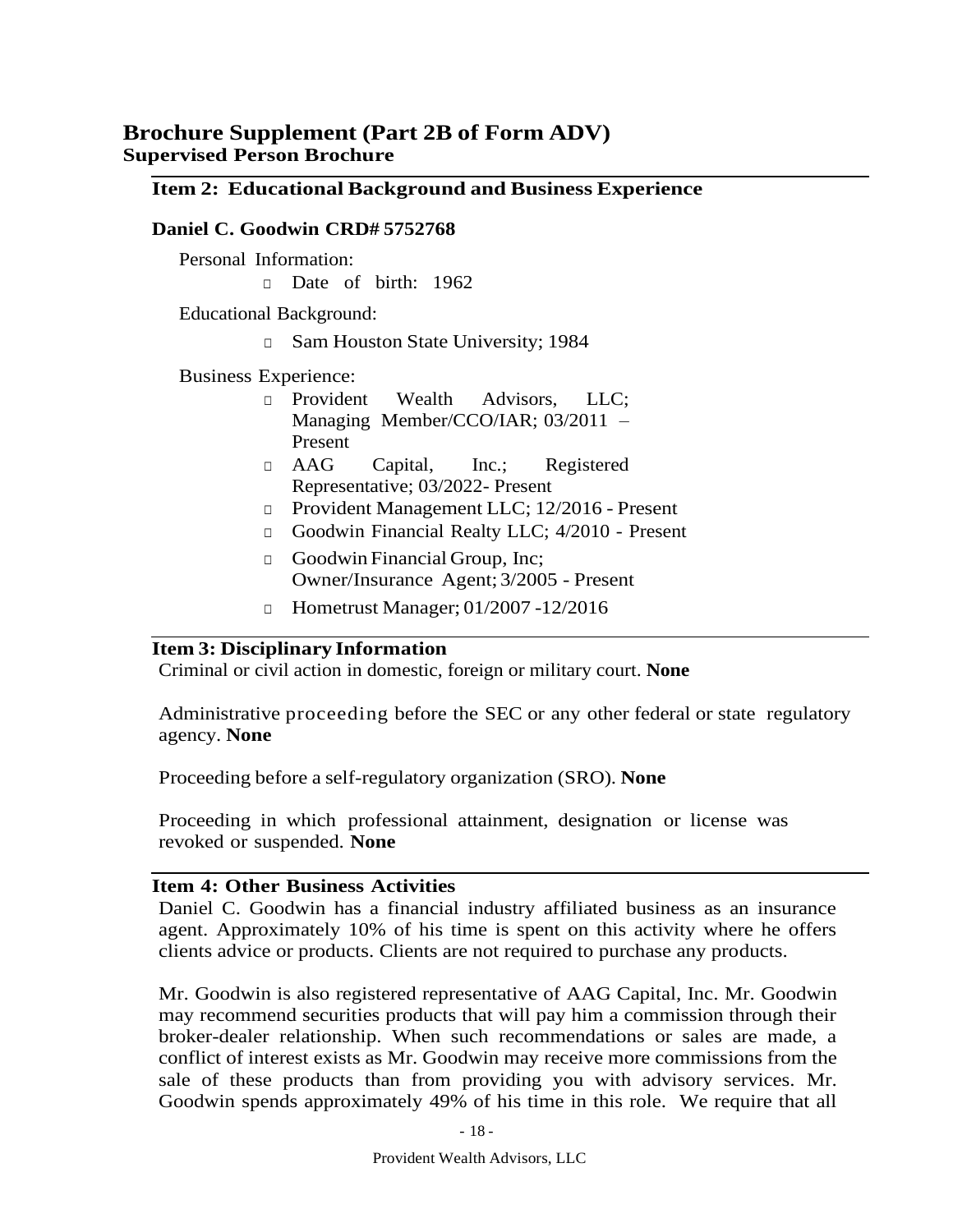# Brochure Supplement (Part 2B of Form ADV)

**Supervised Person Brochure**

## Item 2: Educational Background and Business Experience

### Daniel C. Goodwin CRD# 5752768

Personal Information:

- Date of birth: 1962

Educational Background:

- Sam Houston State University; 1984

Business Experience:

- Provident Wealth Advisors, LLC; Managing Member/CCO/IAR; 03/2011 – Present
- AAG Capital, Inc.; Registered Representative; 03/2022- Present
- Provident Management LLC; 12/2016 - Present
- Goodwin Financial Realty LLC; 4/2010 - Present
- Goodwin Financial Group, Inc; Owner/Insurance Agent; 3/2005 - Present
- Hometrust Manager; 01/2007 -12/2016

## Item 3: Disciplinary Information

Criminal or civil action in domestic, foreign or military court. **None**

Administrative proceeding before the SEC or any other federal or state regulatory agency. **None**

Proceeding before a self-regulatory organization (SRO). **None**

Proceeding in which professional attainment, designation or license was revoked or suspended. **None**

## Item 4: Other Business Activities

Daniel C. Goodwin has a financial industry affiliated business as an insurance agent. Approximately 10% of his time is spent on this activity where he offers clients advice or products. Clients are not required to purchase any products.

Mr. Goodwin is also registered representative of AAG Capital, Inc. Mr. Goodwin may recommend securities products that will pay him a commission through their broker-dealer relationship. When such recommendations or sales are made, a conflict of interest exists as Mr. Goodwin may receive more commissions from the sale of these products than from providing you with advisory services. Mr. Goodwin spends approximately 49% of his time in this role. We require that all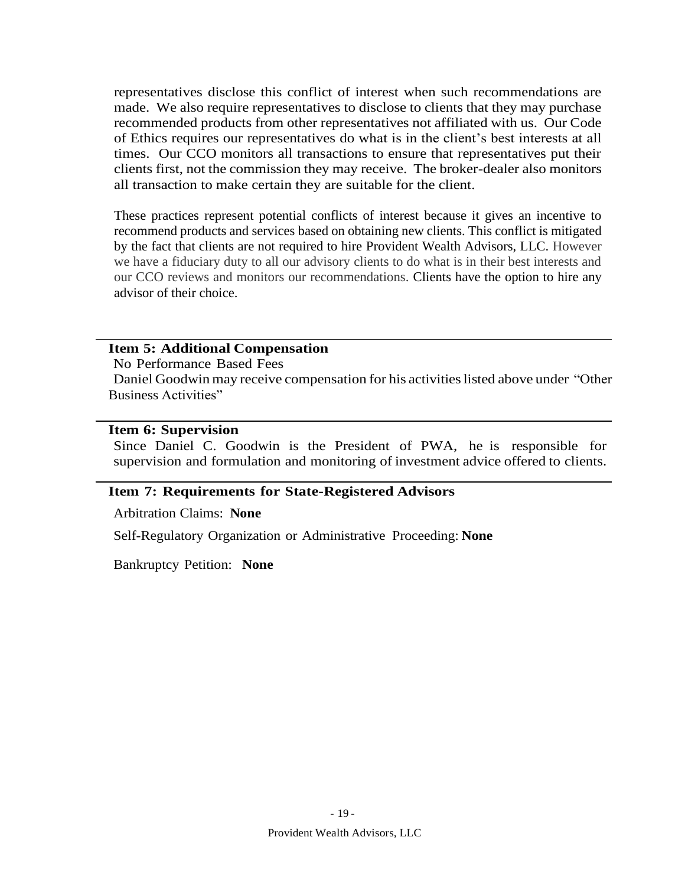representatives disclose this conflict of interest when such recommendations are made. We also require representatives to disclose to clients that they may purchase recommended products from other representatives not affiliated with us. Our Code of Ethics requires our representatives do what is in the client's best interests at all times. Our CCO monitors all transactions to ensure that representatives put their clients first, not the commission they may receive. The broker-dealer also monitors all transaction to make certain they are suitable for the client.

These practices represent potential conflicts of interest because it gives an incentive to recommend products and services based on obtaining new clients. This conflict is mitigated by the fact that clients are not required to hire Provident Wealth Advisors, LLC. However we have a fiduciary duty to all our advisory clients to do what is in their best interests and our CCO reviews and monitors our recommendations. Clients have the option to hire any advisor of their choice.

## Item 5: Additional Compensation

No Performance Based Fees

Daniel Goodwin may receive compensation for his activities listed above under "Other Business Activities"

## Item 6: Supervision

Since Daniel C. Goodwin is the President of PWA, he is responsible for supervision and formulation and monitoring of investment advice offered to clients.

## Item 7: Requirements for State-Registered Advisors

Arbitration Claims: **None**

Self-Regulatory Organization or Administrative Proceeding: **None**

Bankruptcy Petition: **None**